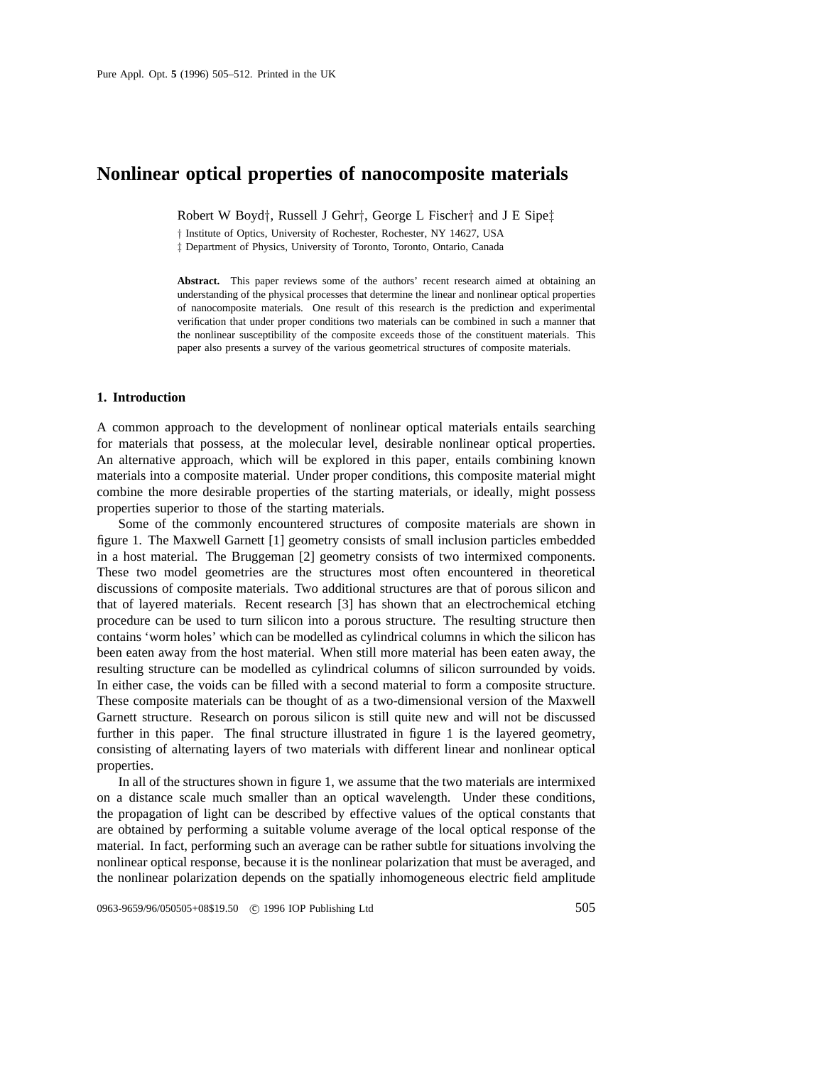# Nonlinear optical properties of nanocomposite materials

Robert W Boyd†, Russell J Gehr†, George L Fischer† and J E Sipe‡

† Institute of Optics, University of Rochester, Rochester, NY 14627, USA

‡ Department of Physics, University of Toronto, Toronto, Ontario, Canada

**Abstract.** This paper reviews some of the authors' recent research aimed at obtaining an understanding of the physical processes that determine the linear and nonlinear optical properties of nanocomposite materials. One result of this research is the prediction and experimental verification that under proper conditions two materials can be combined in such a manner that the nonlinear susceptibility of the composite exceeds those of the constituent materials. This paper also presents a survey of the various geometrical structures of composite materials.

## 1. Introduction

A common approach to the development of nonlinear optical materials entails searching for materials that possess, at the molecular level, desirable nonlinear optical properties. An alternative approach, which will be explored in this paper, entails combining known materials into a composite material. Under proper conditions, this composite material might combine the more desirable properties of the starting materials, or ideally, might possess properties superior to those of the starting materials.

Some of the commonly encountered structures of composite materials are shown in figure 1. The Maxwell Garnett [1] geometry consists of small inclusion particles embedded in a host material. The Bruggeman [2] geometry consists of two intermixed components. These two model geometries are the structures most often encountered in theoretical discussions of composite materials. Two additional structures are that of porous silicon and that of layered materials. Recent research [3] has shown that an electrochemical etching procedure can be used to turn silicon into a porous structure. The resulting structure then contains 'worm holes' which can be modelled as cylindrical columns in which the silicon has been eaten away from the host material. When still more material has been eaten away, the resulting structure can be modelled as cylindrical columns of silicon surrounded by voids. In either case, the voids can be filled with a second material to form a composite structure. These composite materials can be thought of as a two-dimensional version of the Maxwell Garnett structure. Research on porous silicon is still quite new and will not be discussed further in this paper. The final structure illustrated in figure 1 is the layered geometry, consisting of alternating layers of two materials with different linear and nonlinear optical properties.

In all of the structures shown in figure 1, we assume that the two materials are intermixed on a distance scale much smaller than an optical wavelength. Under these conditions, the propagation of light can be described by effective values of the optical constants that are obtained by performing a suitable volume average of the local optical response of the material. In fact, performing such an average can be rather subtle for situations involving the nonlinear optical response, because it is the nonlinear polarization that must be averaged, and the nonlinear polarization depends on the spatially inhomogeneous electric field amplitude

0963-9659/96/050505+08$19.50 © 1996 IOP Publishing Ltd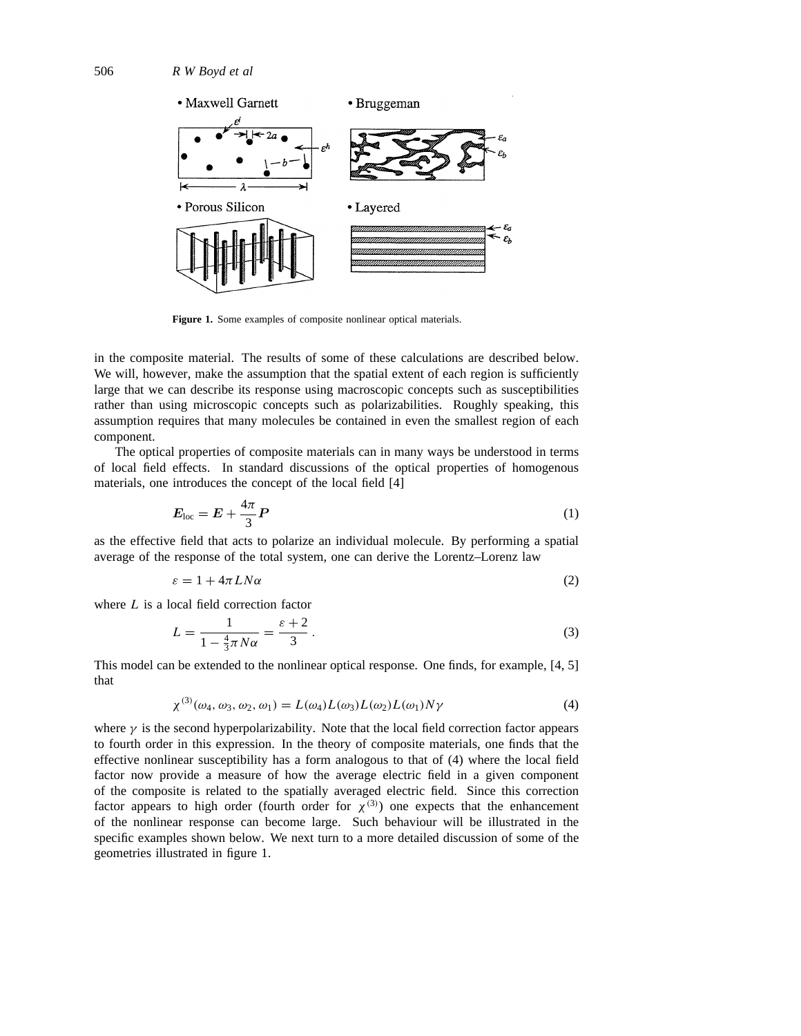Figure 1. Some examples of composite nonlinear optical materials.

in the composite material. The results of some of these calculations are described below. We will, however, make the assumption that the spatial extent of each region is sufficiently large that we can describe its response using macroscopic concepts such as susceptibilities rather than using microscopic concepts such as polarizabilities. Roughly speaking, this assumption requires that many molecules be contained in even the smallest region of each component.

The optical properties of composite materials can in many ways be understood in terms of local field effects. In standard discussions of the optical properties of homogenous materials, one introduces the concept of the local field [4]

$$\boldsymbol{E}_{\text{loc}} = \boldsymbol{E} + \frac{4\pi}{3}\boldsymbol{P} \tag{1}$$

as the effective field that acts to polarize an individual molecule. By performing a spatial average of the response of the total system, one can derive the Lorentz–Lorenz law

$$\varepsilon = 1 + 4\pi L N \alpha \tag{2}$$

where $L$ is a local field correction factor

$$L = \frac{1}{1 - \frac{4}{3}\pi N\alpha} = \frac{\varepsilon + 2}{3}. \tag{3}$$

This model can be extended to the nonlinear optical response. One finds, for example, [4, 5] that

$$\chi^{(3)}(\omega_4, \omega_3, \omega_2, \omega_1) = L(\omega_4)L(\omega_3)L(\omega_2)L(\omega_1)N\gamma \tag{4}$$

where $\gamma$ is the second hyperpolarizability. Note that the local field correction factor appears to fourth order in this expression. In the theory of composite materials, one finds that the effective nonlinear susceptibility has a form analogous to that of (4) where the local field factor now provide a measure of how the average electric field in a given component of the composite is related to the spatially averaged electric field. Since this correction factor appears to high order (fourth order for $\chi^{(3)}$) one expects that the enhancement of the nonlinear response can become large. Such behaviour will be illustrated in the specific examples shown below. We next turn to a more detailed discussion of some of the geometries illustrated in figure 1.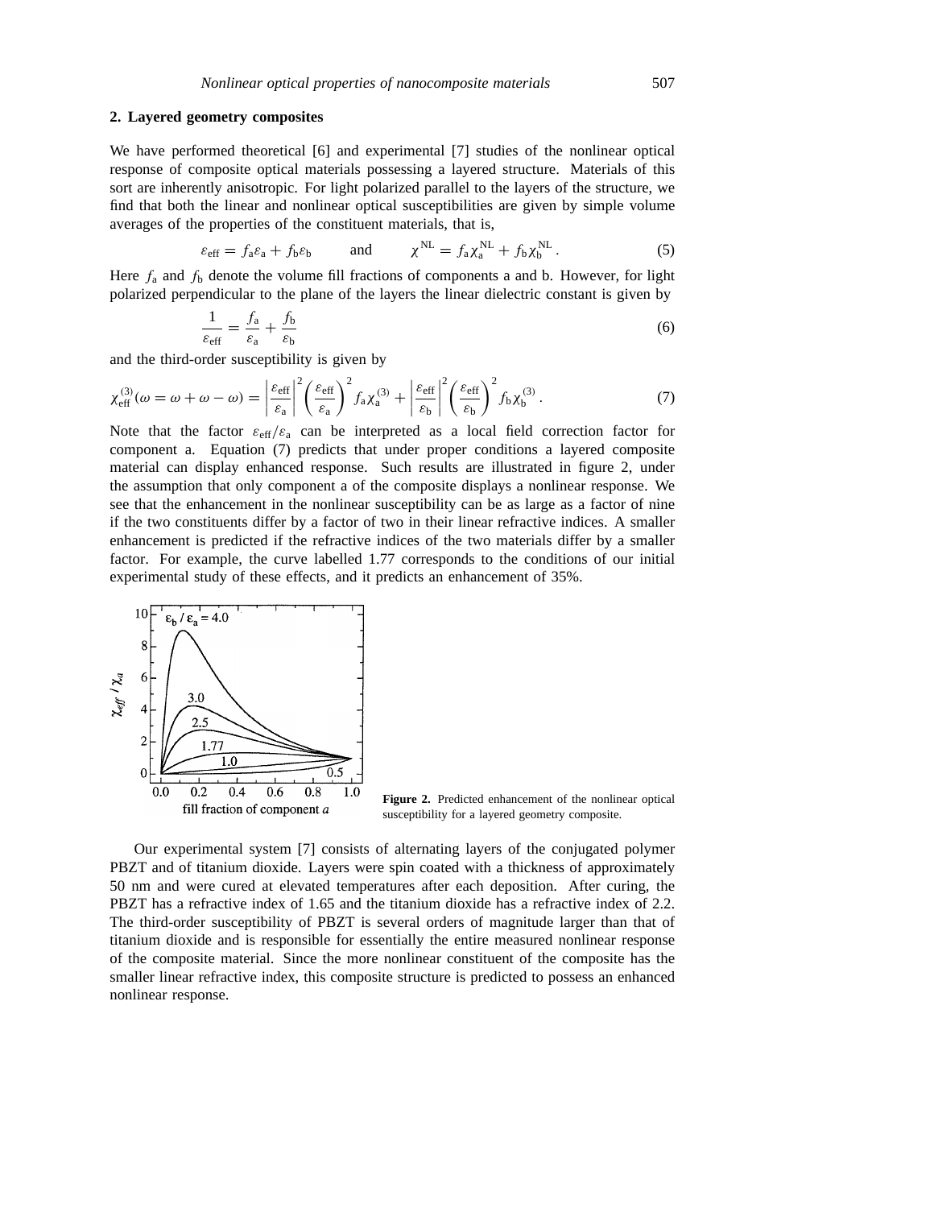## 2. Layered geometry composites

We have performed theoretical [6] and experimental [7] studies of the nonlinear optical response of composite optical materials possessing a layered structure. Materials of this sort are inherently anisotropic. For light polarized parallel to the layers of the structure, we find that both the linear and nonlinear optical susceptibilities are given by simple volume averages of the properties of the constituent materials, that is,

$$\varepsilon_{\mathrm{eff}} = f_{\mathrm{a}}\varepsilon_{\mathrm{a}} + f_{\mathrm{b}}\varepsilon_{\mathrm{b}} \qquad \text{and} \qquad \chi^{\mathrm{NL}} = f_{\mathrm{a}}\chi_{\mathrm{a}}^{\mathrm{NL}} + f_{\mathrm{b}}\chi_{\mathrm{b}}^{\mathrm{NL}}. \tag{5}$$

Here $f_{\mathrm{a}}$ and $f_{\mathrm{b}}$ denote the volume fill fractions of components a and b. However, for light polarized perpendicular to the plane of the layers the linear dielectric constant is given by

$$\frac{1}{\varepsilon_{\mathrm{eff}}} = \frac{f_{\mathrm{a}}}{\varepsilon_{\mathrm{a}}} + \frac{f_{\mathrm{b}}}{\varepsilon_{\mathrm{b}}} \tag{6}$$

and the third-order susceptibility is given by

$$\chi_{\mathrm{eff}}^{(3)}(\omega = \omega + \omega - \omega) = \left|\frac{\varepsilon_{\mathrm{eff}}}{\varepsilon_{\mathrm{a}}}\right|^2 \left(\frac{\varepsilon_{\mathrm{eff}}}{\varepsilon_{\mathrm{a}}}\right)^2 f_{\mathrm{a}}\chi_{\mathrm{a}}^{(3)} + \left|\frac{\varepsilon_{\mathrm{eff}}}{\varepsilon_{\mathrm{b}}}\right|^2 \left(\frac{\varepsilon_{\mathrm{eff}}}{\varepsilon_{\mathrm{b}}}\right)^2 f_{\mathrm{b}}\chi_{\mathrm{b}}^{(3)}. \tag{7}$$

Note that the factor $\varepsilon_{\mathrm{eff}}/\varepsilon_{\mathrm{a}}$ can be interpreted as a local field correction factor for component a. Equation (7) predicts that under proper conditions a layered composite material can display enhanced response. Such results are illustrated in figure 2, under the assumption that only component a of the composite displays a nonlinear response. We see that the enhancement in the nonlinear susceptibility can be as large as a factor of nine if the two constituents differ by a factor of two in their linear refractive indices. A smaller enhancement is predicted if the refractive indices of the two materials differ by a smaller factor. For example, the curve labelled 1.77 corresponds to the conditions of our initial experimental study of these effects, and it predicts an enhancement of 35%.

**Figure 2.** Predicted enhancement of the nonlinear optical susceptibility for a layered geometry composite.

Our experimental system [7] consists of alternating layers of the conjugated polymer PBZT and of titanium dioxide. Layers were spin coated with a thickness of approximately 50 nm and were cured at elevated temperatures after each deposition. After curing, the PBZT has a refractive index of 1.65 and the titanium dioxide has a refractive index of 2.2. The third-order susceptibility of PBZT is several orders of magnitude larger than that of titanium dioxide and is responsible for essentially the entire measured nonlinear response of the composite material. Since the more nonlinear constituent of the composite has the smaller linear refractive index, this composite structure is predicted to possess an enhanced nonlinear response.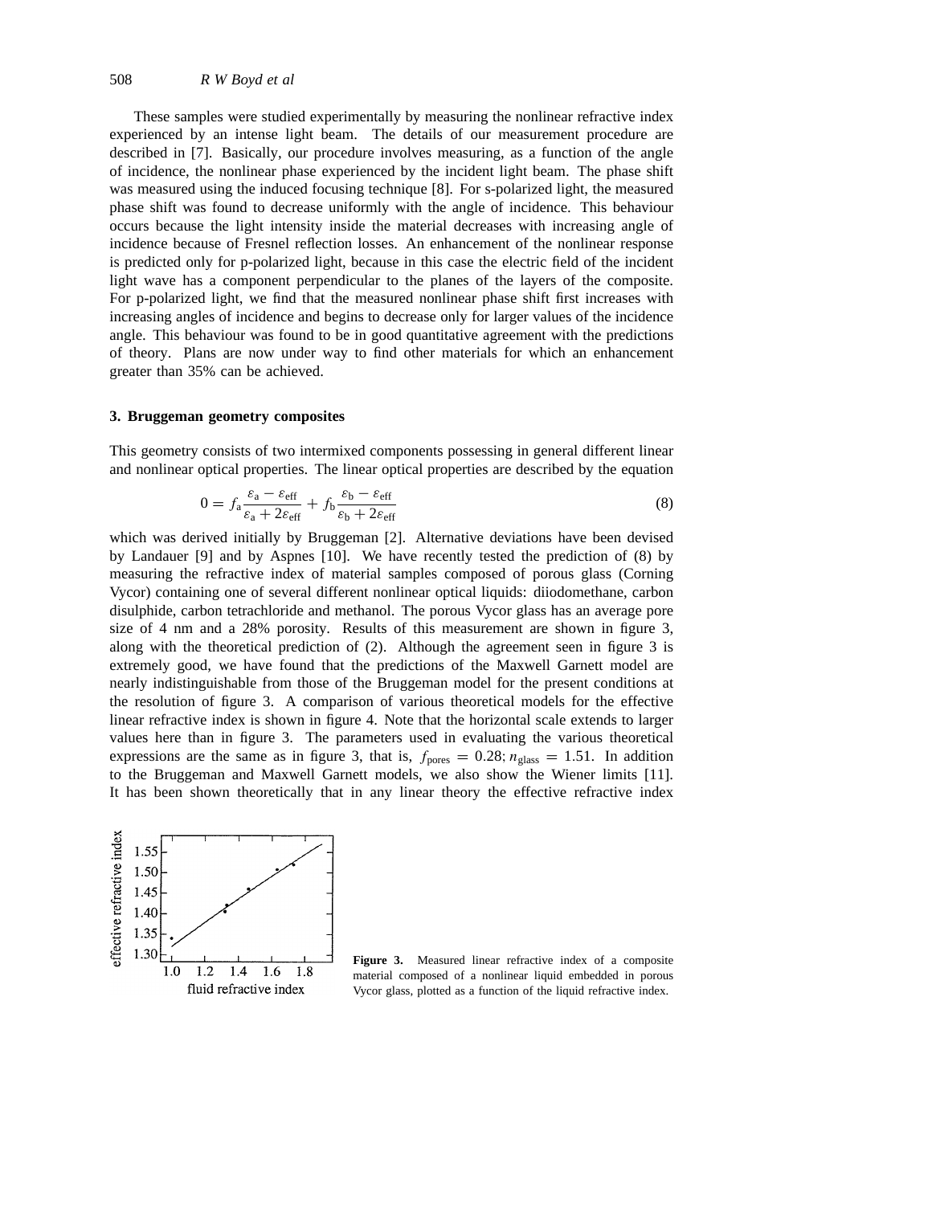These samples were studied experimentally by measuring the nonlinear refractive index experienced by an intense light beam. The details of our measurement procedure are described in [7]. Basically, our procedure involves measuring, as a function of the angle of incidence, the nonlinear phase experienced by the incident light beam. The phase shift was measured using the induced focusing technique [8]. For s-polarized light, the measured phase shift was found to decrease uniformly with the angle of incidence. This behaviour occurs because the light intensity inside the material decreases with increasing angle of incidence because of Fresnel reflection losses. An enhancement of the nonlinear response is predicted only for p-polarized light, because in this case the electric field of the incident light wave has a component perpendicular to the planes of the layers of the composite. For p-polarized light, we find that the measured nonlinear phase shift first increases with increasing angles of incidence and begins to decrease only for larger values of the incidence angle. This behaviour was found to be in good quantitative agreement with the predictions of theory. Plans are now under way to find other materials for which an enhancement greater than 35% can be achieved.

### 3. Bruggeman geometry composites

This geometry consists of two intermixed components possessing in general different linear and nonlinear optical properties. The linear optical properties are described by the equation

$$0 = f_{\mathrm{a}} \frac{\varepsilon_{\mathrm{a}} - \varepsilon_{\mathrm{eff}}}{\varepsilon_{\mathrm{a}} + 2\varepsilon_{\mathrm{eff}}} + f_{\mathrm{b}} \frac{\varepsilon_{\mathrm{b}} - \varepsilon_{\mathrm{eff}}}{\varepsilon_{\mathrm{b}} + 2\varepsilon_{\mathrm{eff}}} \tag{8}$$

which was derived initially by Bruggeman [2]. Alternative deviations have been devised by Landauer [9] and by Aspnes [10]. We have recently tested the prediction of (8) by measuring the refractive index of material samples composed of porous glass (Corning Vycor) containing one of several different nonlinear optical liquids: diiodomethane, carbon disulphide, carbon tetrachloride and methanol. The porous Vycor glass has an average pore size of 4 nm and a 28% porosity. Results of this measurement are shown in figure 3, along with the theoretical prediction of (2). Although the agreement seen in figure 3 is extremely good, we have found that the predictions of the Maxwell Garnett model are nearly indistinguishable from those of the Bruggeman model for the present conditions at the resolution of figure 3. A comparison of various theoretical models for the effective linear refractive index is shown in figure 4. Note that the horizontal scale extends to larger values here than in figure 3. The parameters used in evaluating the various theoretical expressions are the same as in figure 3, that is, $f_{\mathrm{pores}} = 0.28$; $n_{\mathrm{glass}} = 1.51$. In addition to the Bruggeman and Maxwell Garnett models, we also show the Wiener limits [11]. It has been shown theoretically that in any linear theory the effective refractive index

**Figure 3.** Measured linear refractive index of a composite material composed of a nonlinear liquid embedded in porous Vycor glass, plotted as a function of the liquid refractive index.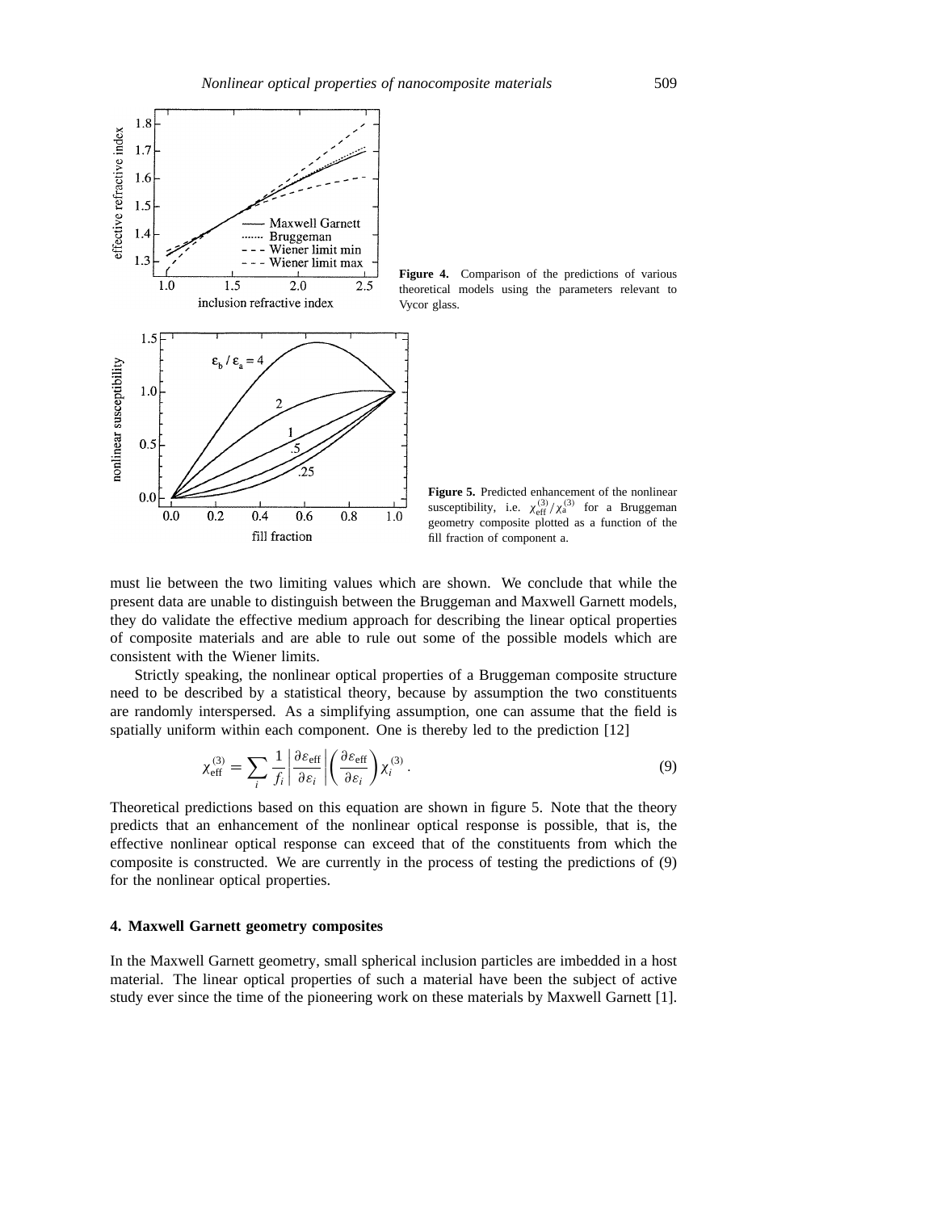Figure 4. Comparison of the predictions of various theoretical models using the parameters relevant to Vycor glass.

Figure 5. Predicted enhancement of the nonlinear susceptibility, i.e. $\chi^{(3)}_{\rm eff}/\chi^{(3)}_{\rm a}$ for a Bruggeman geometry composite plotted as a function of the fill fraction of component a.

must lie between the two limiting values which are shown. We conclude that while the present data are unable to distinguish between the Bruggeman and Maxwell Garnett models, they do validate the effective medium approach for describing the linear optical properties of composite materials and are able to rule out some of the possible models which are consistent with the Wiener limits.

Strictly speaking, the nonlinear optical properties of a Bruggeman composite structure need to be described by a statistical theory, because by assumption the two constituents are randomly interspersed. As a simplifying assumption, one can assume that the field is spatially uniform within each component. One is thereby led to the prediction [12]

$$\chi^{(3)}_{\rm eff} = \sum_i \frac{1}{f_i} \left| \frac{\partial \varepsilon_{\rm eff}}{\partial \varepsilon_i} \right| \left( \frac{\partial \varepsilon_{\rm eff}}{\partial \varepsilon_i} \right) \chi^{(3)}_i \,. \tag{9}$$

Theoretical predictions based on this equation are shown in figure 5. Note that the theory predicts that an enhancement of the nonlinear optical response is possible, that is, the effective nonlinear optical response can exceed that of the constituents from which the composite is constructed. We are currently in the process of testing the predictions of (9) for the nonlinear optical properties.

## 4. Maxwell Garnett geometry composites

In the Maxwell Garnett geometry, small spherical inclusion particles are imbedded in a host material. The linear optical properties of such a material have been the subject of active study ever since the time of the pioneering work on these materials by Maxwell Garnett [1].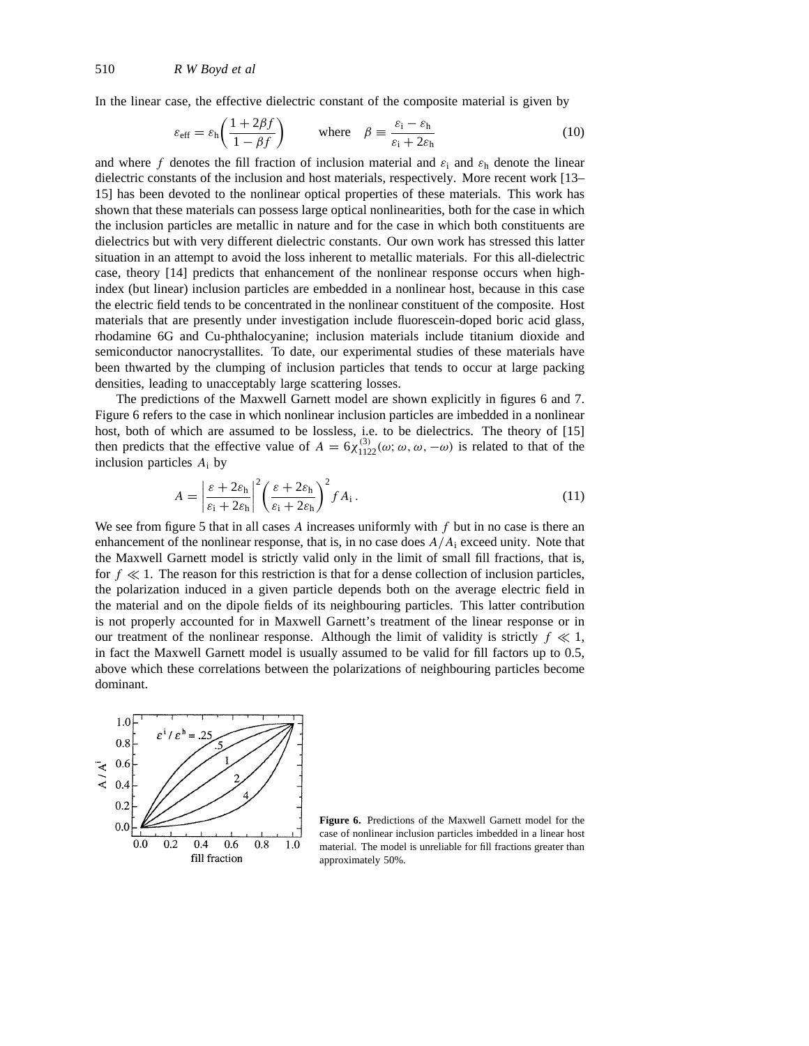In the linear case, the effective dielectric constant of the composite material is given by

$$\varepsilon_{\text{eff}} = \varepsilon_{\text{h}} \left( \frac{1 + 2\beta f}{1 - \beta f} \right) \qquad \text{where} \quad \beta \equiv \frac{\varepsilon_{\text{i}} - \varepsilon_{\text{h}}}{\varepsilon_{\text{i}} + 2\varepsilon_{\text{h}}} \tag{10}$$

and where $f$ denotes the fill fraction of inclusion material and $\varepsilon_{\text{i}}$ and $\varepsilon_{\text{h}}$ denote the linear dielectric constants of the inclusion and host materials, respectively. More recent work [13–15] has been devoted to the nonlinear optical properties of these materials. This work has shown that these materials can possess large optical nonlinearities, both for the case in which the inclusion particles are metallic in nature and for the case in which both constituents are dielectrics but with very different dielectric constants. Our own work has stressed this latter situation in an attempt to avoid the loss inherent to metallic materials. For this all-dielectric case, theory [14] predicts that enhancement of the nonlinear response occurs when high-index (but linear) inclusion particles are embedded in a nonlinear host, because in this case the electric field tends to be concentrated in the nonlinear constituent of the composite. Host materials that are presently under investigation include fluorescein-doped boric acid glass, rhodamine 6G and Cu-phthalocyanine; inclusion materials include titanium dioxide and semiconductor nanocrystallites. To date, our experimental studies of these materials have been thwarted by the clumping of inclusion particles that tends to occur at large packing densities, leading to unacceptably large scattering losses.

The predictions of the Maxwell Garnett model are shown explicitly in figures 6 and 7. Figure 6 refers to the case in which nonlinear inclusion particles are imbedded in a nonlinear host, both of which are assumed to be lossless, i.e. to be dielectrics. The theory of [15] then predicts that the effective value of $A = 6\chi^{(3)}_{1122}(\omega; \omega, \omega, -\omega)$ is related to that of the inclusion particles $A_{\text{i}}$ by

$$A = \left| \frac{\varepsilon + 2\varepsilon_{\text{h}}}{\varepsilon_{\text{i}} + 2\varepsilon_{\text{h}}} \right|^2 \left( \frac{\varepsilon + 2\varepsilon_{\text{h}}}{\varepsilon_{\text{i}} + 2\varepsilon_{\text{h}}} \right)^2 f A_{\text{i}} \, . \tag{11}$$

We see from figure 5 that in all cases $A$ increases uniformly with $f$ but in no case is there an enhancement of the nonlinear response, that is, in no case does $A/A_{\text{i}}$ exceed unity. Note that the Maxwell Garnett model is strictly valid only in the limit of small fill fractions, that is, for $f \ll 1$. The reason for this restriction is that for a dense collection of inclusion particles, the polarization induced in a given particle depends both on the average electric field in the material and on the dipole fields of its neighbouring particles. This latter contribution is not properly accounted for in Maxwell Garnett's treatment of the linear response or in our treatment of the nonlinear response. Although the limit of validity is strictly $f \ll 1$, in fact the Maxwell Garnett model is usually assumed to be valid for fill factors up to 0.5, above which these correlations between the polarizations of neighbouring particles become dominant.

**Figure 6.** Predictions of the Maxwell Garnett model for the case of nonlinear inclusion particles imbedded in a linear host material. The model is unreliable for fill fractions greater than approximately 50%.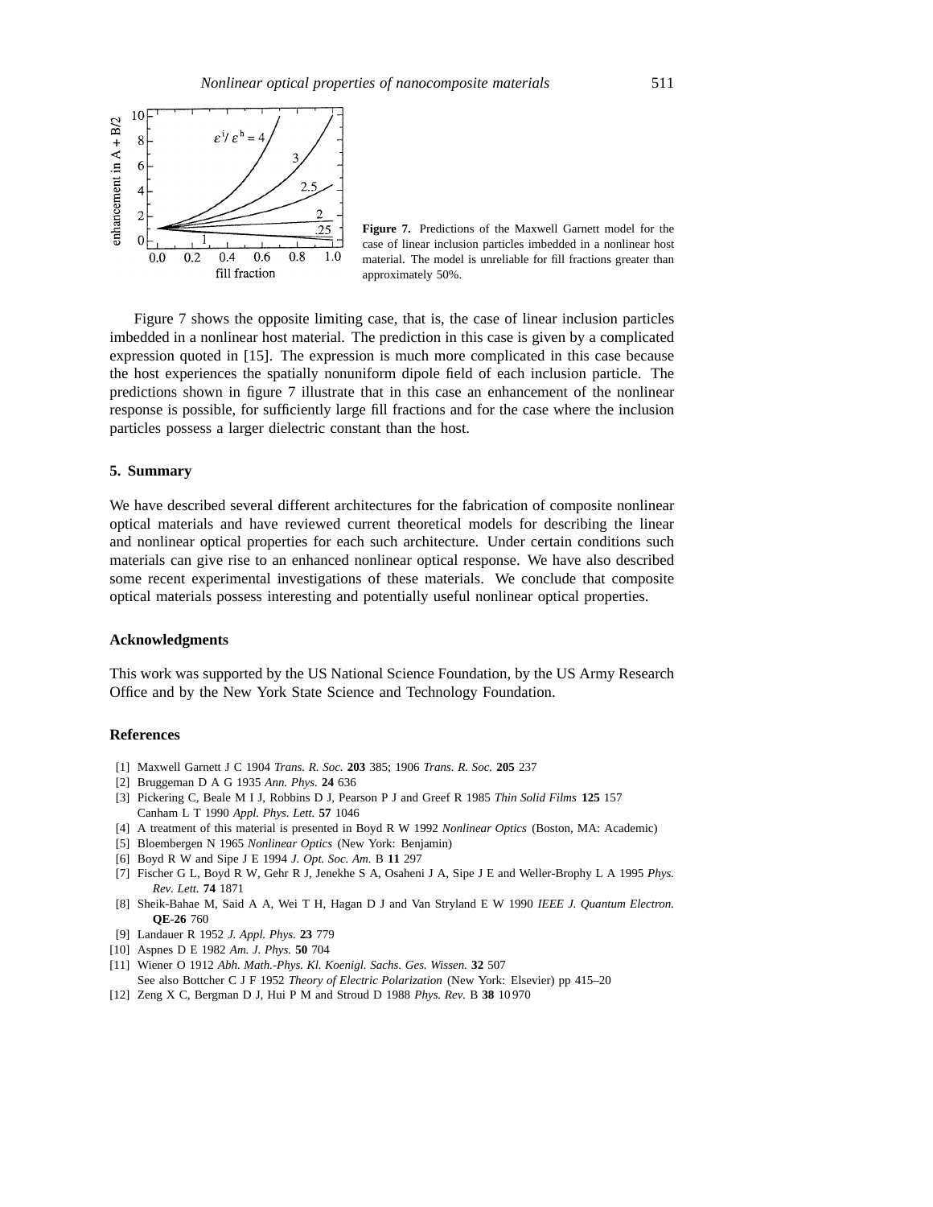**Figure 7.** Predictions of the Maxwell Garnett model for the case of linear inclusion particles imbedded in a nonlinear host material. The model is unreliable for fill fractions greater than approximately 50%.

Figure 7 shows the opposite limiting case, that is, the case of linear inclusion particles imbedded in a nonlinear host material. The prediction in this case is given by a complicated expression quoted in [15]. The expression is much more complicated in this case because the host experiences the spatially nonuniform dipole field of each inclusion particle. The predictions shown in figure 7 illustrate that in this case an enhancement of the nonlinear response is possible, for sufficiently large fill fractions and for the case where the inclusion particles possess a larger dielectric constant than the host.

## 5. Summary

We have described several different architectures for the fabrication of composite nonlinear optical materials and have reviewed current theoretical models for describing the linear and nonlinear optical properties for each such architecture. Under certain conditions such materials can give rise to an enhanced nonlinear optical response. We have also described some recent experimental investigations of these materials. We conclude that composite optical materials possess interesting and potentially useful nonlinear optical properties.

## Acknowledgments

This work was supported by the US National Science Foundation, by the US Army Research Office and by the New York State Science and Technology Foundation.

## References

[1] Maxwell Garnett J C 1904 *Trans. R. Soc.* **203** 385; 1906 *Trans. R. Soc.* **205** 237

[2] Bruggeman D A G 1935 *Ann. Phys.* **24** 636

[3] Pickering C, Beale M I J, Robbins D J, Pearson P J and Greef R 1985 *Thin Solid Films* **125** 157
Canham L T 1990 *Appl. Phys. Lett.* **57** 1046

[4] A treatment of this material is presented in Boyd R W 1992 *Nonlinear Optics* (Boston, MA: Academic)

[5] Bloembergen N 1965 *Nonlinear Optics* (New York: Benjamin)

[6] Boyd R W and Sipe J E 1994 *J. Opt. Soc. Am.* B **11** 297

[7] Fischer G L, Boyd R W, Gehr R J, Jenekhe S A, Osaheni J A, Sipe J E and Weller-Brophy L A 1995 *Phys. Rev. Lett.* **74** 1871

[8] Sheik-Bahae M, Said A A, Wei T H, Hagan D J and Van Stryland E W 1990 *IEEE J. Quantum Electron.* **QE-26** 760

[9] Landauer R 1952 *J. Appl. Phys.* **23** 779

[10] Aspnes D E 1982 *Am. J. Phys.* **50** 704

[11] Wiener O 1912 *Abh. Math.-Phys. Kl. Koenigl. Sachs. Ges. Wissen.* **32** 507
See also Bottcher C J F 1952 *Theory of Electric Polarization* (New York: Elsevier) pp 415–20

[12] Zeng X C, Bergman D J, Hui P M and Stroud D 1988 *Phys. Rev.* B **38** 10 970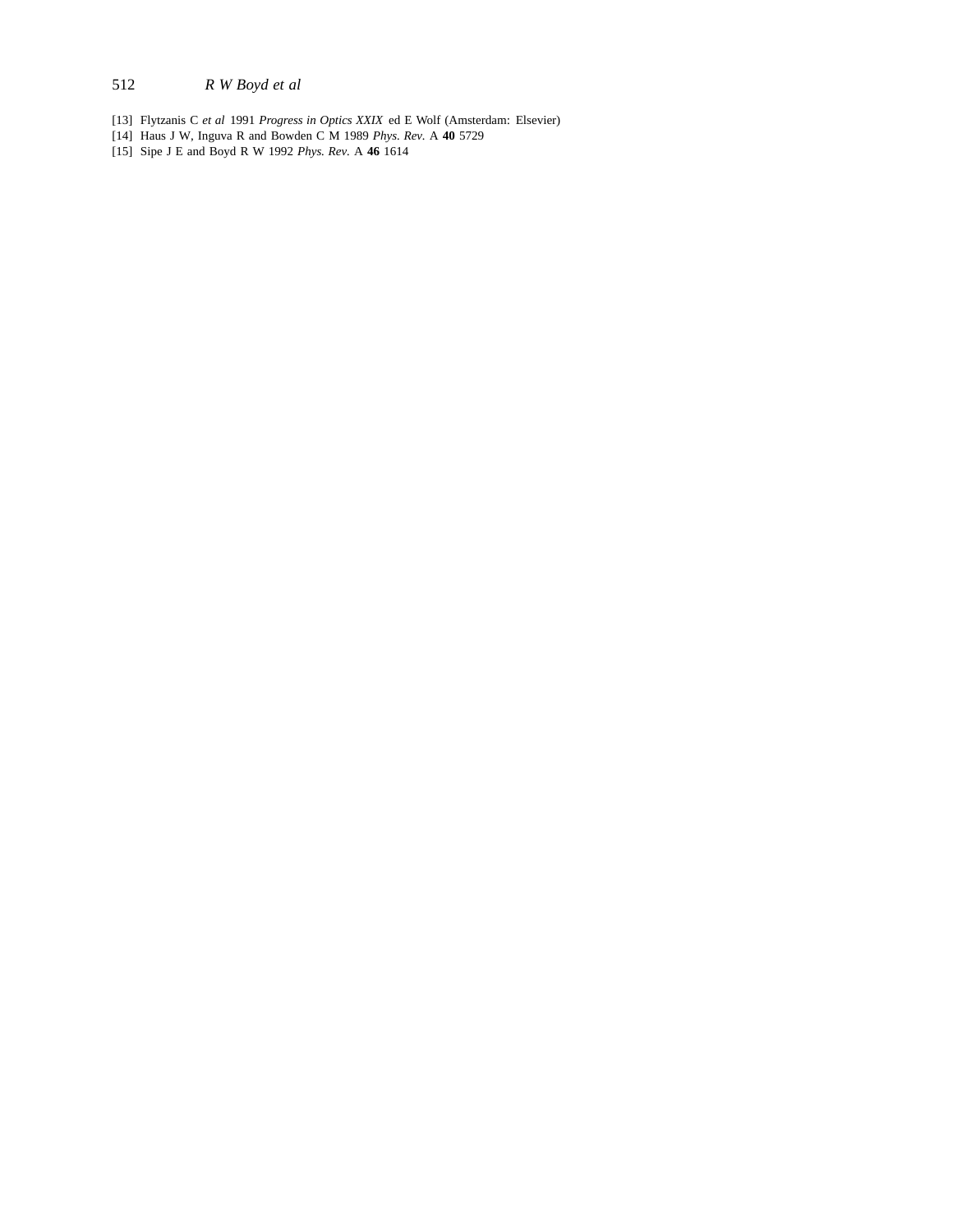[13] Flytzanis C *et al* 1991 *Progress in Optics XXIX* ed E Wolf (Amsterdam: Elsevier)
[14] Haus J W, Inguva R and Bowden C M 1989 *Phys. Rev.* A **40** 5729
[15] Sipe J E and Boyd R W 1992 *Phys. Rev.* A **46** 1614